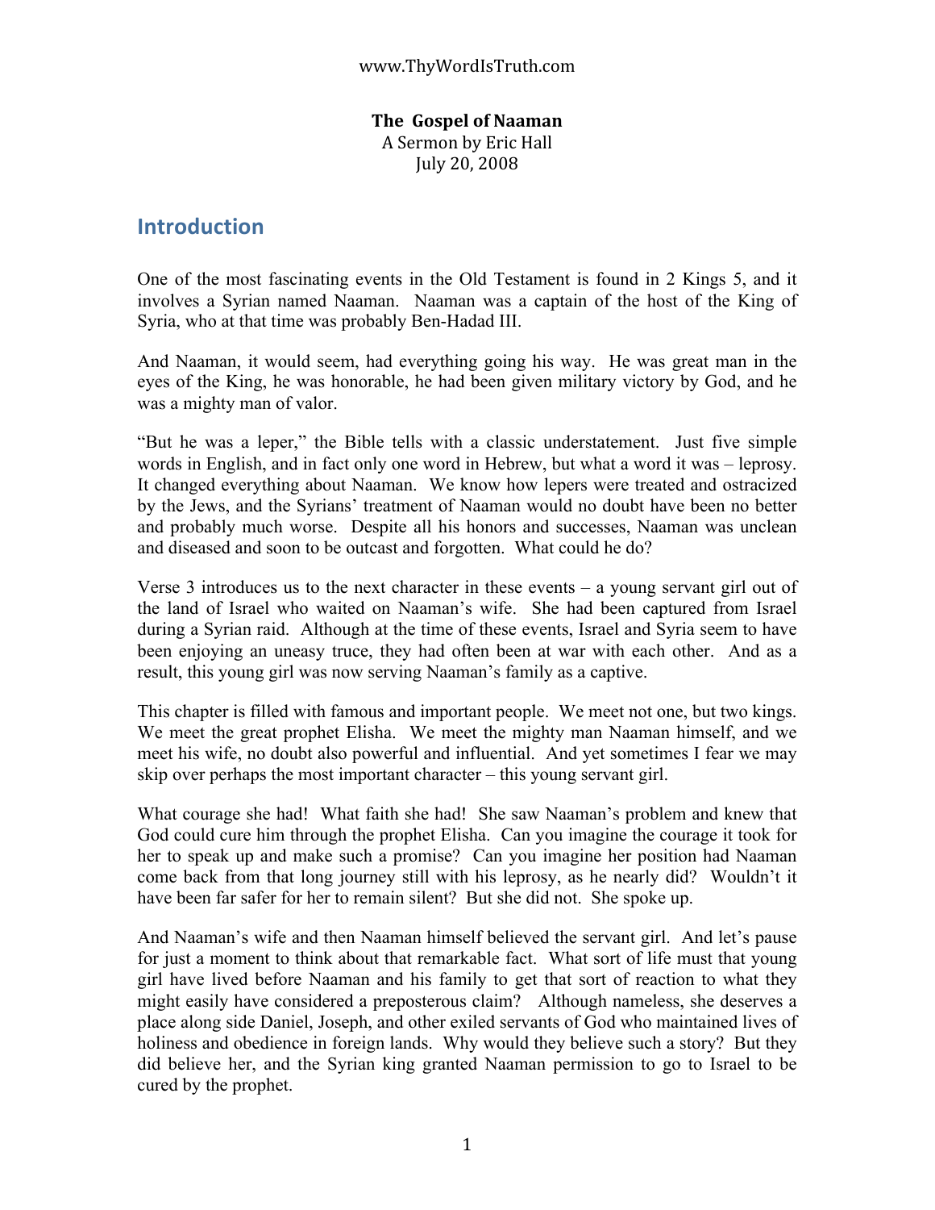# The Gospel of Naaman

A Sermon by Eric Hall
July 20, 2008

## Introduction

One of the most fascinating events in the Old Testament is found in 2 Kings 5, and it involves a Syrian named Naaman. Naaman was a captain of the host of the King of Syria, who at that time was probably Ben-Hadad III.

And Naaman, it would seem, had everything going his way. He was great man in the eyes of the King, he was honorable, he had been given military victory by God, and he was a mighty man of valor.

"But he was a leper," the Bible tells with a classic understatement. Just five simple words in English, and in fact only one word in Hebrew, but what a word it was – leprosy. It changed everything about Naaman. We know how lepers were treated and ostracized by the Jews, and the Syrians' treatment of Naaman would no doubt have been no better and probably much worse. Despite all his honors and successes, Naaman was unclean and diseased and soon to be outcast and forgotten. What could he do?

Verse 3 introduces us to the next character in these events – a young servant girl out of the land of Israel who waited on Naaman's wife. She had been captured from Israel during a Syrian raid. Although at the time of these events, Israel and Syria seem to have been enjoying an uneasy truce, they had often been at war with each other. And as a result, this young girl was now serving Naaman's family as a captive.

This chapter is filled with famous and important people. We meet not one, but two kings. We meet the great prophet Elisha. We meet the mighty man Naaman himself, and we meet his wife, no doubt also powerful and influential. And yet sometimes I fear we may skip over perhaps the most important character – this young servant girl.

What courage she had! What faith she had! She saw Naaman's problem and knew that God could cure him through the prophet Elisha. Can you imagine the courage it took for her to speak up and make such a promise? Can you imagine her position had Naaman come back from that long journey still with his leprosy, as he nearly did? Wouldn't it have been far safer for her to remain silent? But she did not. She spoke up.

And Naaman's wife and then Naaman himself believed the servant girl. And let's pause for just a moment to think about that remarkable fact. What sort of life must that young girl have lived before Naaman and his family to get that sort of reaction to what they might easily have considered a preposterous claim? Although nameless, she deserves a place along side Daniel, Joseph, and other exiled servants of God who maintained lives of holiness and obedience in foreign lands. Why would they believe such a story? But they did believe her, and the Syrian king granted Naaman permission to go to Israel to be cured by the prophet.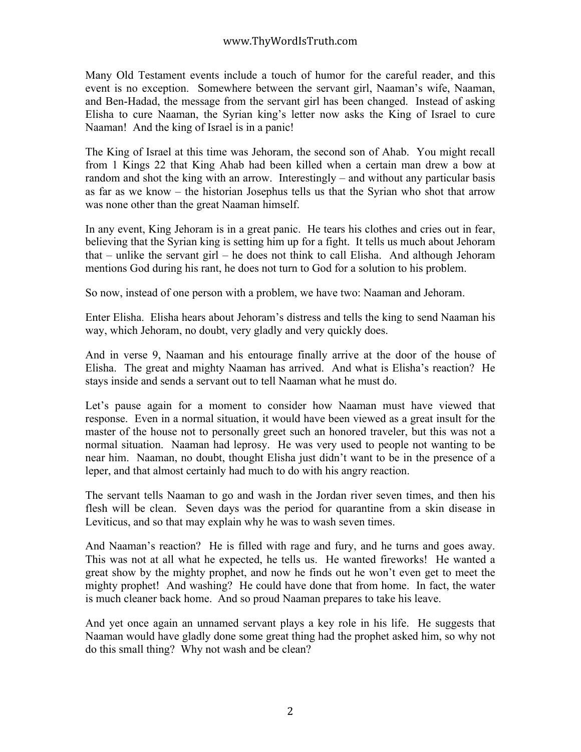Many Old Testament events include a touch of humor for the careful reader, and this event is no exception. Somewhere between the servant girl, Naaman's wife, Naaman, and Ben-Hadad, the message from the servant girl has been changed. Instead of asking Elisha to cure Naaman, the Syrian king's letter now asks the King of Israel to cure Naaman! And the king of Israel is in a panic!

The King of Israel at this time was Jehoram, the second son of Ahab. You might recall from 1 Kings 22 that King Ahab had been killed when a certain man drew a bow at random and shot the king with an arrow. Interestingly – and without any particular basis as far as we know – the historian Josephus tells us that the Syrian who shot that arrow was none other than the great Naaman himself.

In any event, King Jehoram is in a great panic. He tears his clothes and cries out in fear, believing that the Syrian king is setting him up for a fight. It tells us much about Jehoram that – unlike the servant girl – he does not think to call Elisha. And although Jehoram mentions God during his rant, he does not turn to God for a solution to his problem.

So now, instead of one person with a problem, we have two: Naaman and Jehoram.

Enter Elisha. Elisha hears about Jehoram's distress and tells the king to send Naaman his way, which Jehoram, no doubt, very gladly and very quickly does.

And in verse 9, Naaman and his entourage finally arrive at the door of the house of Elisha. The great and mighty Naaman has arrived. And what is Elisha's reaction? He stays inside and sends a servant out to tell Naaman what he must do.

Let's pause again for a moment to consider how Naaman must have viewed that response. Even in a normal situation, it would have been viewed as a great insult for the master of the house not to personally greet such an honored traveler, but this was not a normal situation. Naaman had leprosy. He was very used to people not wanting to be near him. Naaman, no doubt, thought Elisha just didn't want to be in the presence of a leper, and that almost certainly had much to do with his angry reaction.

The servant tells Naaman to go and wash in the Jordan river seven times, and then his flesh will be clean. Seven days was the period for quarantine from a skin disease in Leviticus, and so that may explain why he was to wash seven times.

And Naaman's reaction? He is filled with rage and fury, and he turns and goes away. This was not at all what he expected, he tells us. He wanted fireworks! He wanted a great show by the mighty prophet, and now he finds out he won't even get to meet the mighty prophet! And washing? He could have done that from home. In fact, the water is much cleaner back home. And so proud Naaman prepares to take his leave.

And yet once again an unnamed servant plays a key role in his life. He suggests that Naaman would have gladly done some great thing had the prophet asked him, so why not do this small thing? Why not wash and be clean?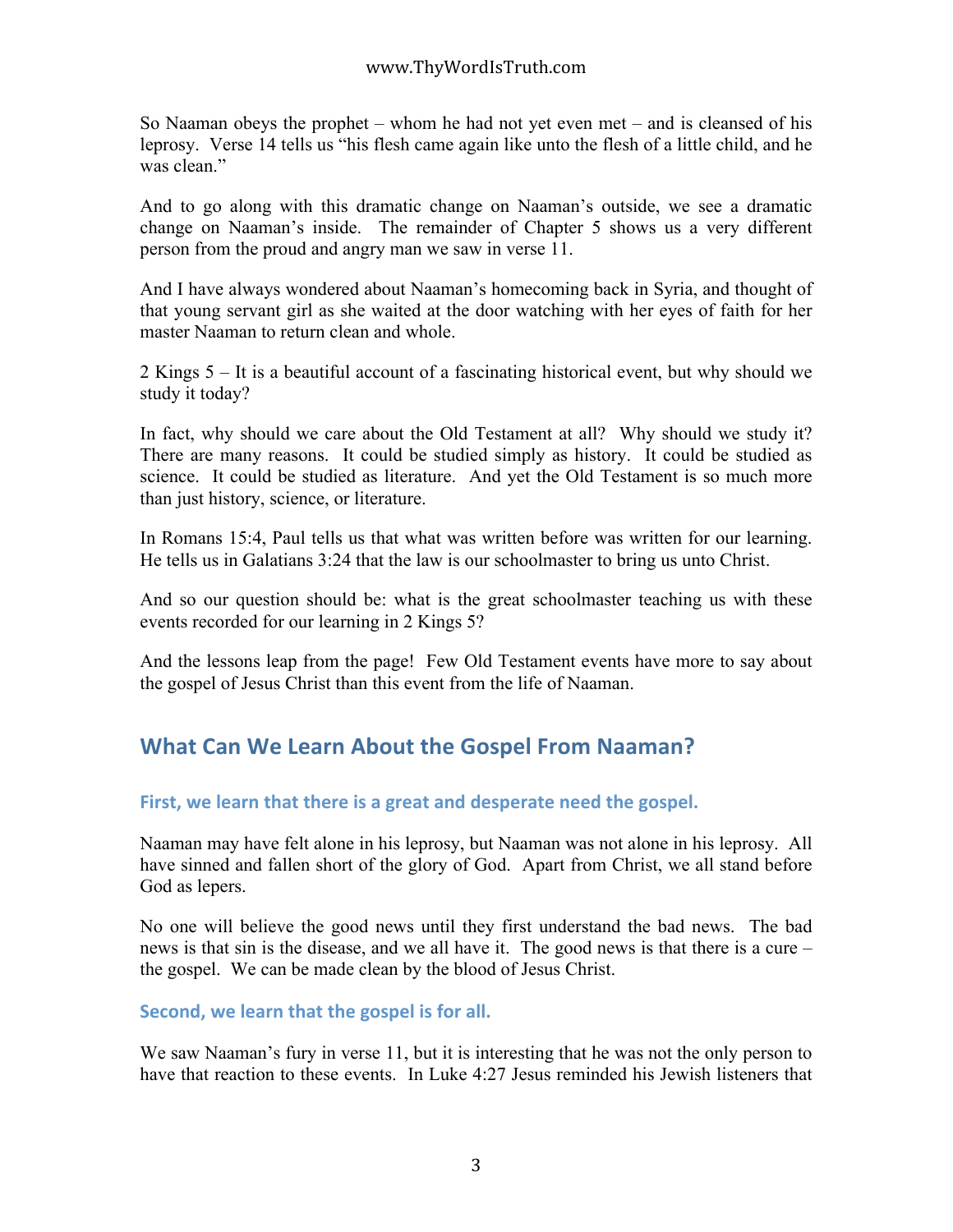So Naaman obeys the prophet – whom he had not yet even met – and is cleansed of his leprosy. Verse 14 tells us "his flesh came again like unto the flesh of a little child, and he was clean."

And to go along with this dramatic change on Naaman's outside, we see a dramatic change on Naaman's inside. The remainder of Chapter 5 shows us a very different person from the proud and angry man we saw in verse 11.

And I have always wondered about Naaman's homecoming back in Syria, and thought of that young servant girl as she waited at the door watching with her eyes of faith for her master Naaman to return clean and whole.

2 Kings 5 – It is a beautiful account of a fascinating historical event, but why should we study it today?

In fact, why should we care about the Old Testament at all? Why should we study it? There are many reasons. It could be studied simply as history. It could be studied as science. It could be studied as literature. And yet the Old Testament is so much more than just history, science, or literature.

In Romans 15:4, Paul tells us that what was written before was written for our learning. He tells us in Galatians 3:24 that the law is our schoolmaster to bring us unto Christ.

And so our question should be: what is the great schoolmaster teaching us with these events recorded for our learning in 2 Kings 5?

And the lessons leap from the page! Few Old Testament events have more to say about the gospel of Jesus Christ than this event from the life of Naaman.

## What Can We Learn About the Gospel From Naaman?

### First, we learn that there is a great and desperate need the gospel.

Naaman may have felt alone in his leprosy, but Naaman was not alone in his leprosy. All have sinned and fallen short of the glory of God. Apart from Christ, we all stand before God as lepers.

No one will believe the good news until they first understand the bad news. The bad news is that sin is the disease, and we all have it. The good news is that there is a cure – the gospel. We can be made clean by the blood of Jesus Christ.

### Second, we learn that the gospel is for all.

We saw Naaman's fury in verse 11, but it is interesting that he was not the only person to have that reaction to these events. In Luke 4:27 Jesus reminded his Jewish listeners that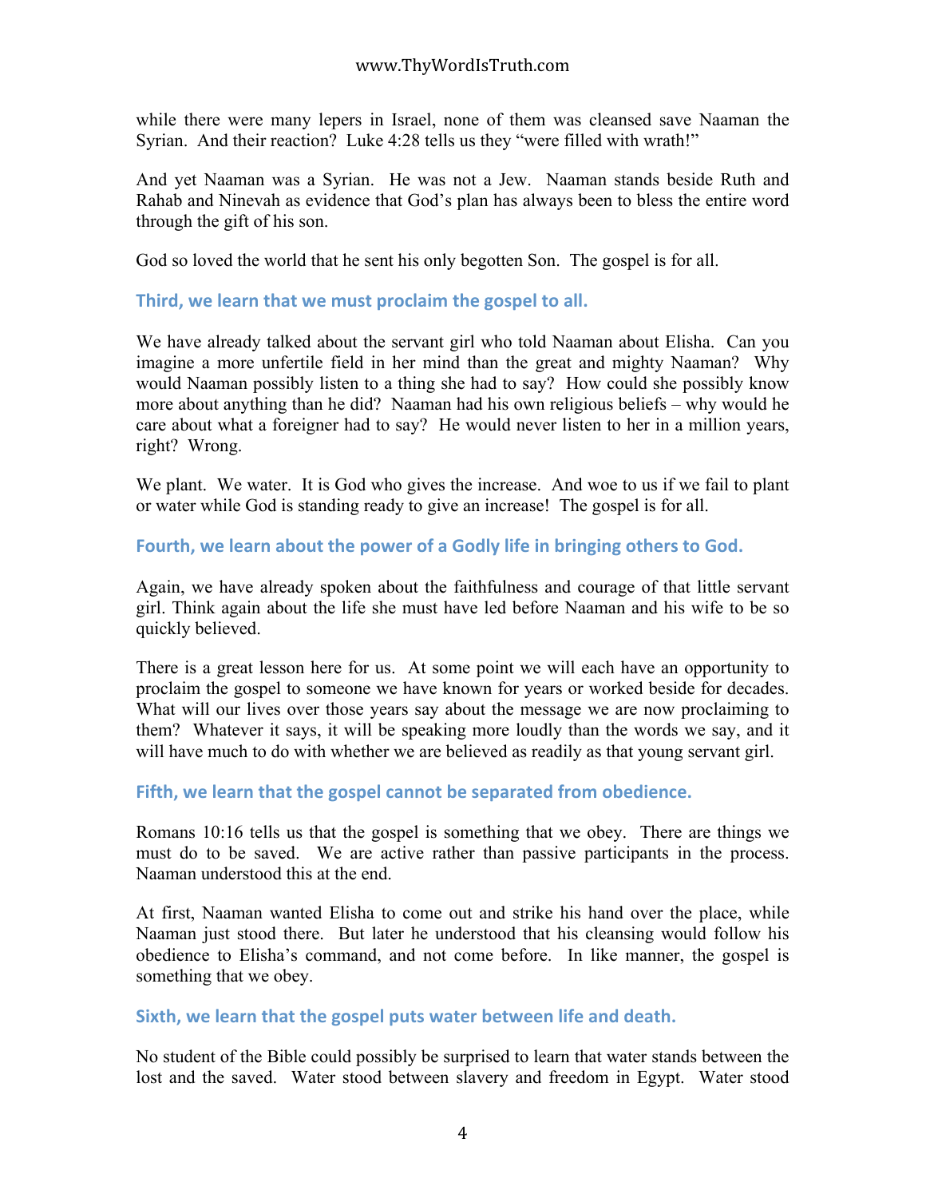while there were many lepers in Israel, none of them was cleansed save Naaman the Syrian. And their reaction? Luke 4:28 tells us they "were filled with wrath!"

And yet Naaman was a Syrian. He was not a Jew. Naaman stands beside Ruth and Rahab and Ninevah as evidence that God's plan has always been to bless the entire word through the gift of his son.

God so loved the world that he sent his only begotten Son. The gospel is for all.

### Third, we learn that we must proclaim the gospel to all.

We have already talked about the servant girl who told Naaman about Elisha. Can you imagine a more unfertile field in her mind than the great and mighty Naaman? Why would Naaman possibly listen to a thing she had to say? How could she possibly know more about anything than he did? Naaman had his own religious beliefs – why would he care about what a foreigner had to say? He would never listen to her in a million years, right? Wrong.

We plant. We water. It is God who gives the increase. And woe to us if we fail to plant or water while God is standing ready to give an increase! The gospel is for all.

### Fourth, we learn about the power of a Godly life in bringing others to God.

Again, we have already spoken about the faithfulness and courage of that little servant girl. Think again about the life she must have led before Naaman and his wife to be so quickly believed.

There is a great lesson here for us. At some point we will each have an opportunity to proclaim the gospel to someone we have known for years or worked beside for decades. What will our lives over those years say about the message we are now proclaiming to them? Whatever it says, it will be speaking more loudly than the words we say, and it will have much to do with whether we are believed as readily as that young servant girl.

### Fifth, we learn that the gospel cannot be separated from obedience.

Romans 10:16 tells us that the gospel is something that we obey. There are things we must do to be saved. We are active rather than passive participants in the process. Naaman understood this at the end.

At first, Naaman wanted Elisha to come out and strike his hand over the place, while Naaman just stood there. But later he understood that his cleansing would follow his obedience to Elisha's command, and not come before. In like manner, the gospel is something that we obey.

### Sixth, we learn that the gospel puts water between life and death.

No student of the Bible could possibly be surprised to learn that water stands between the lost and the saved. Water stood between slavery and freedom in Egypt. Water stood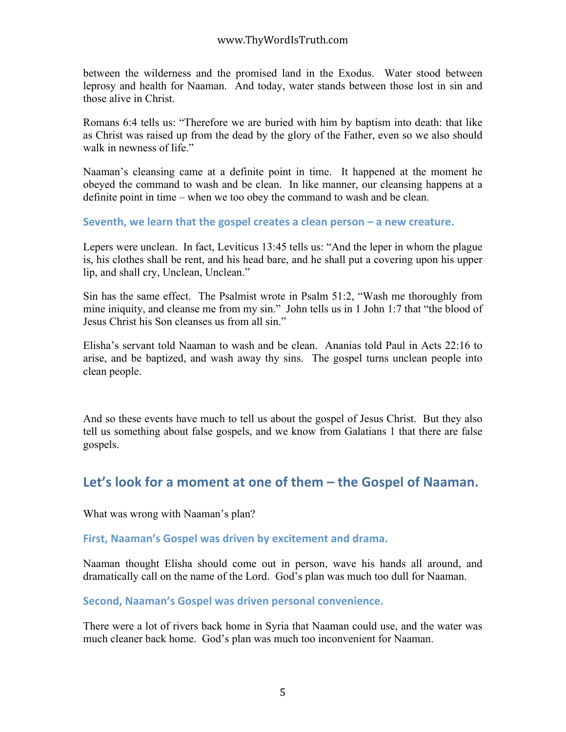between the wilderness and the promised land in the Exodus. Water stood between leprosy and health for Naaman. And today, water stands between those lost in sin and those alive in Christ.

Romans 6:4 tells us: "Therefore we are buried with him by baptism into death: that like as Christ was raised up from the dead by the glory of the Father, even so we also should walk in newness of life."

Naaman's cleansing came at a definite point in time. It happened at the moment he obeyed the command to wash and be clean. In like manner, our cleansing happens at a definite point in time – when we too obey the command to wash and be clean.

### Seventh, we learn that the gospel creates a clean person – a new creature.

Lepers were unclean. In fact, Leviticus 13:45 tells us: "And the leper in whom the plague is, his clothes shall be rent, and his head bare, and he shall put a covering upon his upper lip, and shall cry, Unclean, Unclean."

Sin has the same effect. The Psalmist wrote in Psalm 51:2, "Wash me thoroughly from mine iniquity, and cleanse me from my sin." John tells us in 1 John 1:7 that "the blood of Jesus Christ his Son cleanses us from all sin."

Elisha's servant told Naaman to wash and be clean. Ananias told Paul in Acts 22:16 to arise, and be baptized, and wash away thy sins. The gospel turns unclean people into clean people.

And so these events have much to tell us about the gospel of Jesus Christ. But they also tell us something about false gospels, and we know from Galatians 1 that there are false gospels.

## Let's look for a moment at one of them – the Gospel of Naaman.

What was wrong with Naaman's plan?

### First, Naaman's Gospel was driven by excitement and drama.

Naaman thought Elisha should come out in person, wave his hands all around, and dramatically call on the name of the Lord. God's plan was much too dull for Naaman.

### Second, Naaman's Gospel was driven personal convenience.

There were a lot of rivers back home in Syria that Naaman could use, and the water was much cleaner back home. God's plan was much too inconvenient for Naaman.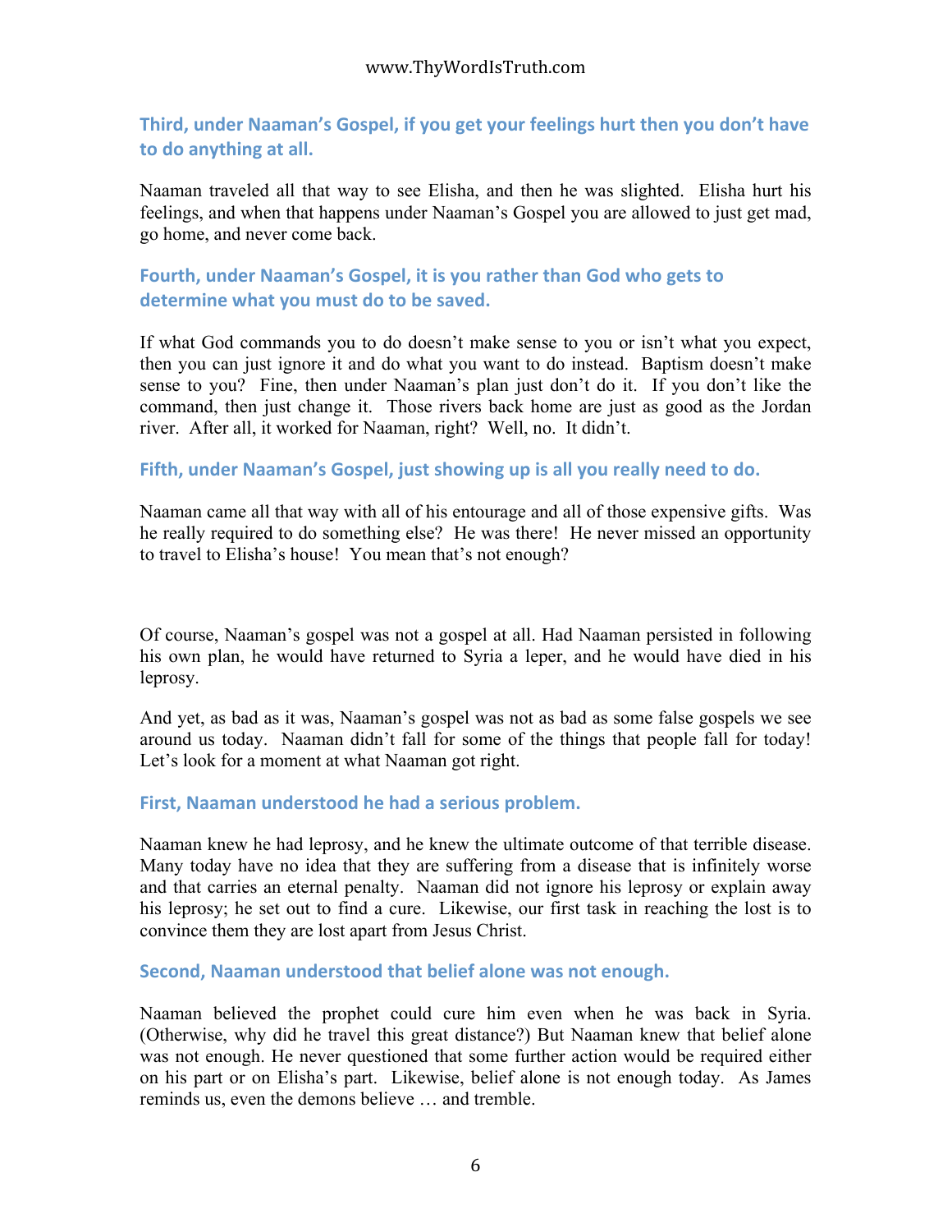### Third, under Naaman's Gospel, if you get your feelings hurt then you don't have to do anything at all.

Naaman traveled all that way to see Elisha, and then he was slighted. Elisha hurt his feelings, and when that happens under Naaman's Gospel you are allowed to just get mad, go home, and never come back.

### Fourth, under Naaman's Gospel, it is you rather than God who gets to determine what you must do to be saved.

If what God commands you to do doesn't make sense to you or isn't what you expect, then you can just ignore it and do what you want to do instead. Baptism doesn't make sense to you? Fine, then under Naaman's plan just don't do it. If you don't like the command, then just change it. Those rivers back home are just as good as the Jordan river. After all, it worked for Naaman, right? Well, no. It didn't.

### Fifth, under Naaman's Gospel, just showing up is all you really need to do.

Naaman came all that way with all of his entourage and all of those expensive gifts. Was he really required to do something else? He was there! He never missed an opportunity to travel to Elisha's house! You mean that's not enough?

Of course, Naaman's gospel was not a gospel at all. Had Naaman persisted in following his own plan, he would have returned to Syria a leper, and he would have died in his leprosy.

And yet, as bad as it was, Naaman's gospel was not as bad as some false gospels we see around us today. Naaman didn't fall for some of the things that people fall for today! Let's look for a moment at what Naaman got right.

### First, Naaman understood he had a serious problem.

Naaman knew he had leprosy, and he knew the ultimate outcome of that terrible disease. Many today have no idea that they are suffering from a disease that is infinitely worse and that carries an eternal penalty. Naaman did not ignore his leprosy or explain away his leprosy; he set out to find a cure. Likewise, our first task in reaching the lost is to convince them they are lost apart from Jesus Christ.

### Second, Naaman understood that belief alone was not enough.

Naaman believed the prophet could cure him even when he was back in Syria. (Otherwise, why did he travel this great distance?) But Naaman knew that belief alone was not enough. He never questioned that some further action would be required either on his part or on Elisha's part. Likewise, belief alone is not enough today. As James reminds us, even the demons believe … and tremble.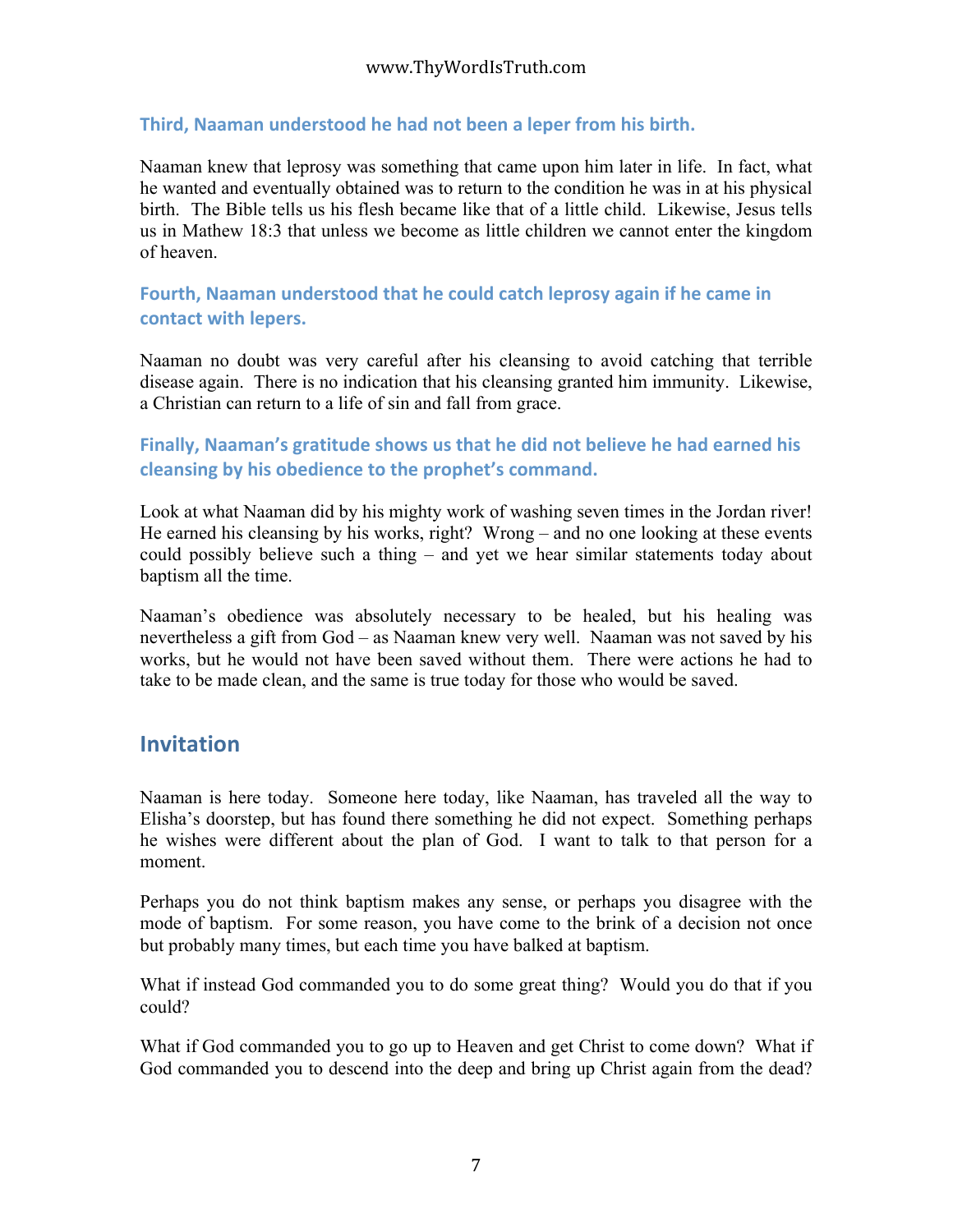### Third, Naaman understood he had not been a leper from his birth.

Naaman knew that leprosy was something that came upon him later in life. In fact, what he wanted and eventually obtained was to return to the condition he was in at his physical birth. The Bible tells us his flesh became like that of a little child. Likewise, Jesus tells us in Mathew 18:3 that unless we become as little children we cannot enter the kingdom of heaven.

### Fourth, Naaman understood that he could catch leprosy again if he came in contact with lepers.

Naaman no doubt was very careful after his cleansing to avoid catching that terrible disease again. There is no indication that his cleansing granted him immunity. Likewise, a Christian can return to a life of sin and fall from grace.

### Finally, Naaman's gratitude shows us that he did not believe he had earned his cleansing by his obedience to the prophet's command.

Look at what Naaman did by his mighty work of washing seven times in the Jordan river! He earned his cleansing by his works, right? Wrong – and no one looking at these events could possibly believe such a thing – and yet we hear similar statements today about baptism all the time.

Naaman's obedience was absolutely necessary to be healed, but his healing was nevertheless a gift from God – as Naaman knew very well. Naaman was not saved by his works, but he would not have been saved without them. There were actions he had to take to be made clean, and the same is true today for those who would be saved.

## Invitation

Naaman is here today. Someone here today, like Naaman, has traveled all the way to Elisha's doorstep, but has found there something he did not expect. Something perhaps he wishes were different about the plan of God. I want to talk to that person for a moment.

Perhaps you do not think baptism makes any sense, or perhaps you disagree with the mode of baptism. For some reason, you have come to the brink of a decision not once but probably many times, but each time you have balked at baptism.

What if instead God commanded you to do some great thing? Would you do that if you could?

What if God commanded you to go up to Heaven and get Christ to come down? What if God commanded you to descend into the deep and bring up Christ again from the dead?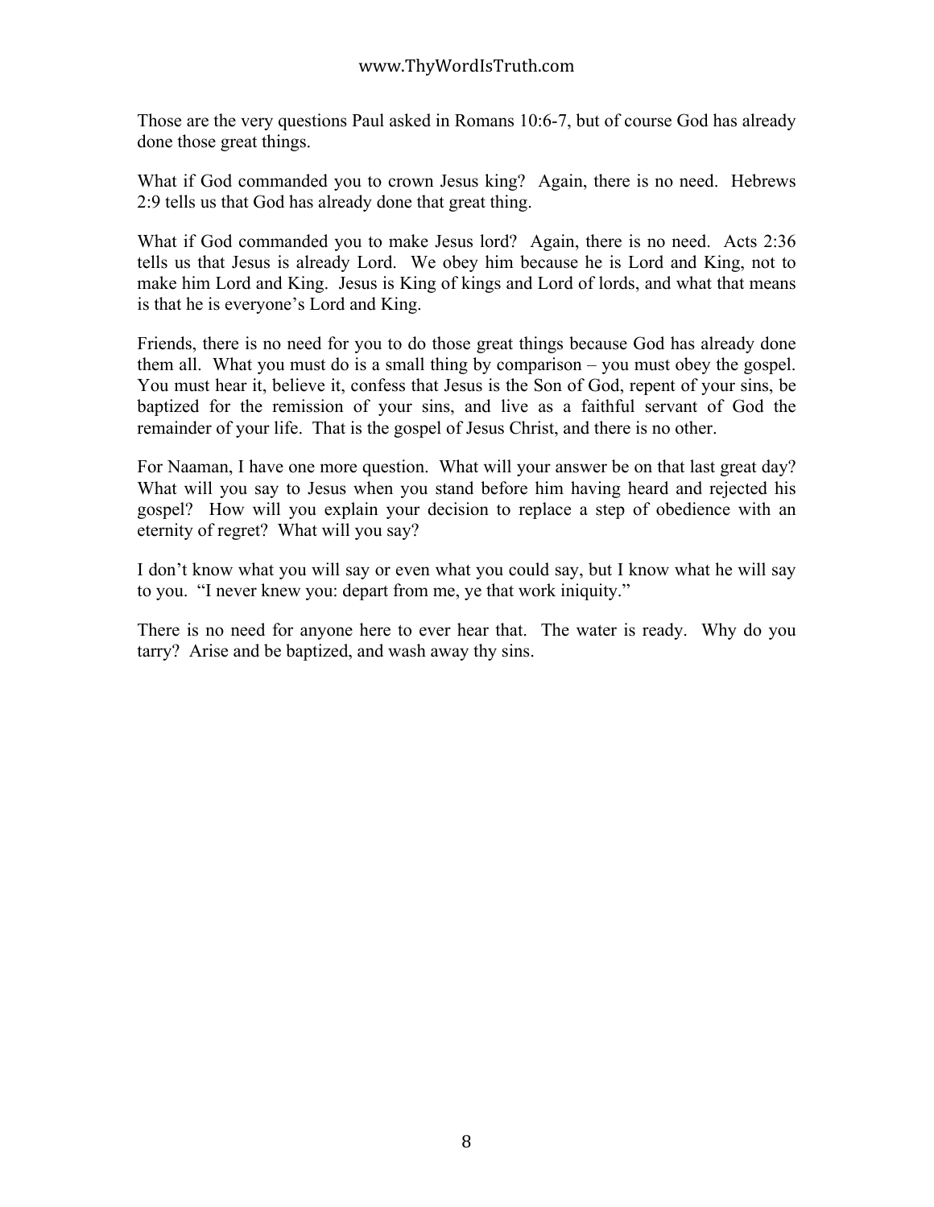Those are the very questions Paul asked in Romans 10:6-7, but of course God has already done those great things.

What if God commanded you to crown Jesus king? Again, there is no need. Hebrews 2:9 tells us that God has already done that great thing.

What if God commanded you to make Jesus lord? Again, there is no need. Acts 2:36 tells us that Jesus is already Lord. We obey him because he is Lord and King, not to make him Lord and King. Jesus is King of kings and Lord of lords, and what that means is that he is everyone's Lord and King.

Friends, there is no need for you to do those great things because God has already done them all. What you must do is a small thing by comparison – you must obey the gospel. You must hear it, believe it, confess that Jesus is the Son of God, repent of your sins, be baptized for the remission of your sins, and live as a faithful servant of God the remainder of your life. That is the gospel of Jesus Christ, and there is no other.

For Naaman, I have one more question. What will your answer be on that last great day? What will you say to Jesus when you stand before him having heard and rejected his gospel? How will you explain your decision to replace a step of obedience with an eternity of regret? What will you say?

I don't know what you will say or even what you could say, but I know what he will say to you. "I never knew you: depart from me, ye that work iniquity."

There is no need for anyone here to ever hear that. The water is ready. Why do you tarry? Arise and be baptized, and wash away thy sins.